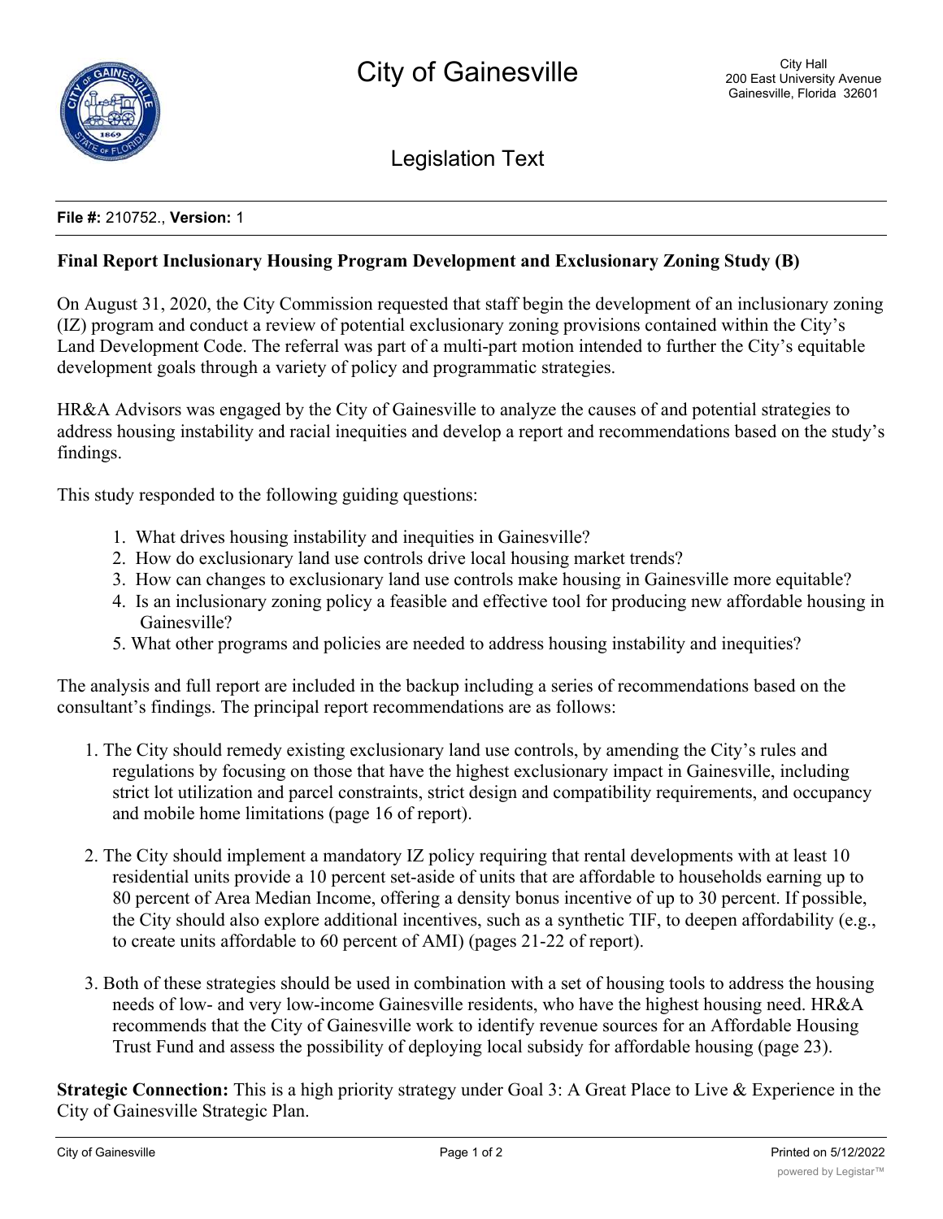# City of Gainesville

City Hall
200 East University Avenue
Gainesville, Florida 32601

## Legislation Text

**File #:** 210752., **Version:** 1

**Final Report Inclusionary Housing Program Development and Exclusionary Zoning Study (B)**

On August 31, 2020, the City Commission requested that staff begin the development of an inclusionary zoning (IZ) program and conduct a review of potential exclusionary zoning provisions contained within the City's Land Development Code. The referral was part of a multi-part motion intended to further the City's equitable development goals through a variety of policy and programmatic strategies.

HR&A Advisors was engaged by the City of Gainesville to analyze the causes of and potential strategies to address housing instability and racial inequities and develop a report and recommendations based on the study's findings.

This study responded to the following guiding questions:

1. What drives housing instability and inequities in Gainesville?
2. How do exclusionary land use controls drive local housing market trends?
3. How can changes to exclusionary land use controls make housing in Gainesville more equitable?
4. Is an inclusionary zoning policy a feasible and effective tool for producing new affordable housing in Gainesville?
5. What other programs and policies are needed to address housing instability and inequities?

The analysis and full report are included in the backup including a series of recommendations based on the consultant's findings. The principal report recommendations are as follows:

1. The City should remedy existing exclusionary land use controls, by amending the City's rules and regulations by focusing on those that have the highest exclusionary impact in Gainesville, including strict lot utilization and parcel constraints, strict design and compatibility requirements, and occupancy and mobile home limitations (page 16 of report).

2. The City should implement a mandatory IZ policy requiring that rental developments with at least 10 residential units provide a 10 percent set-aside of units that are affordable to households earning up to 80 percent of Area Median Income, offering a density bonus incentive of up to 30 percent. If possible, the City should also explore additional incentives, such as a synthetic TIF, to deepen affordability (e.g., to create units affordable to 60 percent of AMI) (pages 21-22 of report).

3. Both of these strategies should be used in combination with a set of housing tools to address the housing needs of low- and very low-income Gainesville residents, who have the highest housing need. HR&A recommends that the City of Gainesville work to identify revenue sources for an Affordable Housing Trust Fund and assess the possibility of deploying local subsidy for affordable housing (page 23).

**Strategic Connection:** This is a high priority strategy under Goal 3: A Great Place to Live & Experience in the City of Gainesville Strategic Plan.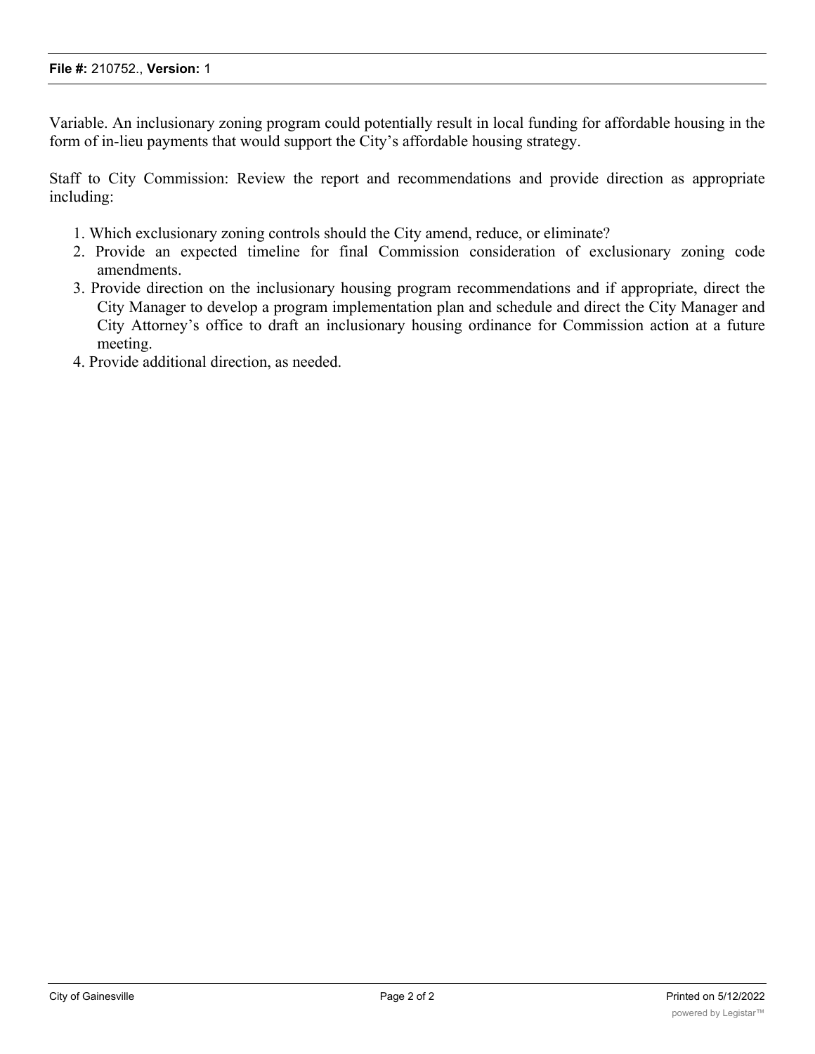Variable. An inclusionary zoning program could potentially result in local funding for affordable housing in the form of in-lieu payments that would support the City's affordable housing strategy.

Staff to City Commission: Review the report and recommendations and provide direction as appropriate including:

1. Which exclusionary zoning controls should the City amend, reduce, or eliminate?
2. Provide an expected timeline for final Commission consideration of exclusionary zoning code amendments.
3. Provide direction on the inclusionary housing program recommendations and if appropriate, direct the City Manager to develop a program implementation plan and schedule and direct the City Manager and City Attorney's office to draft an inclusionary housing ordinance for Commission action at a future meeting.
4. Provide additional direction, as needed.